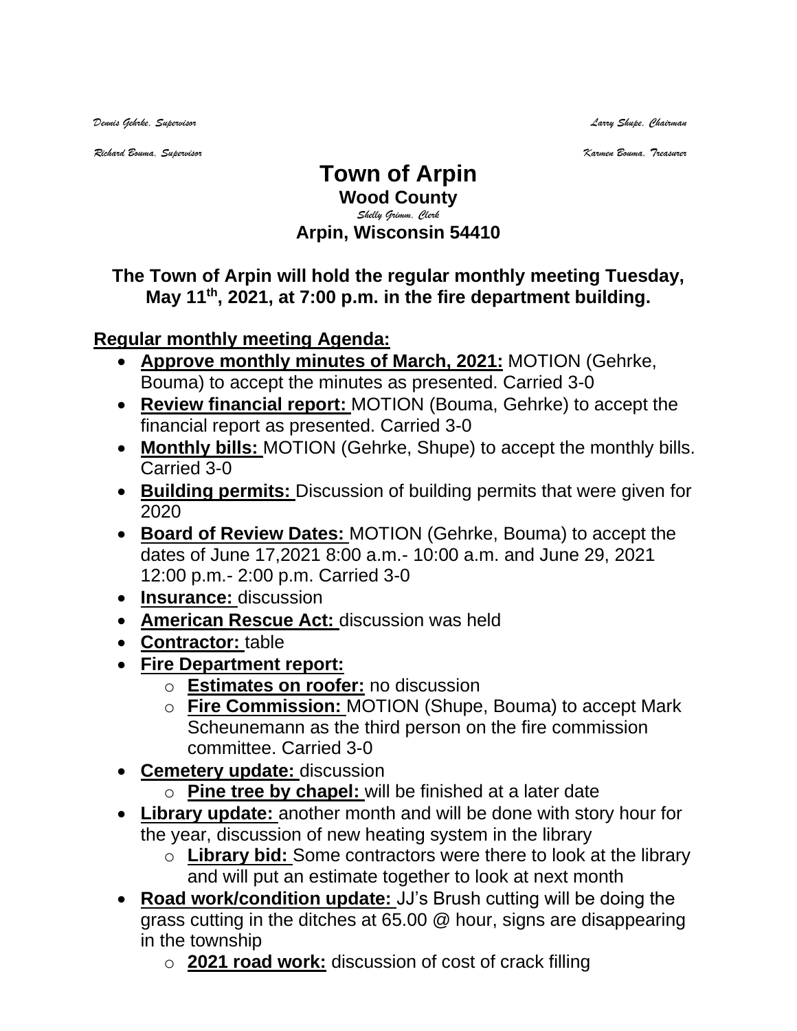*Dennis Gehrke, Supervisor* *Larry Shupe, Chairman*

*Richard Bouma, Supervisor* *Karmen Bouma, Treasurer*

# Town of Arpin

**Wood County**

*Shelly Grimm, Clerk*

**Arpin, Wisconsin 54410**

**The Town of Arpin will hold the regular monthly meeting Tuesday, May 11th, 2021, at 7:00 p.m. in the fire department building.**

**Regular monthly meeting Agenda:**

- **Approve monthly minutes of March, 2021:** MOTION (Gehrke, Bouma) to accept the minutes as presented. Carried 3-0
- **Review financial report:** MOTION (Bouma, Gehrke) to accept the financial report as presented. Carried 3-0
- **Monthly bills:** MOTION (Gehrke, Shupe) to accept the monthly bills. Carried 3-0
- **Building permits:** Discussion of building permits that were given for 2020
- **Board of Review Dates:** MOTION (Gehrke, Bouma) to accept the dates of June 17,2021 8:00 a.m.- 10:00 a.m. and June 29, 2021 12:00 p.m.- 2:00 p.m. Carried 3-0
- **Insurance:** discussion
- **American Rescue Act:** discussion was held
- **Contractor:** table
- **Fire Department report:**
  - **Estimates on roofer:** no discussion
  - **Fire Commission:** MOTION (Shupe, Bouma) to accept Mark Scheunemann as the third person on the fire commission committee. Carried 3-0
- **Cemetery update:** discussion
  - **Pine tree by chapel:** will be finished at a later date
- **Library update:** another month and will be done with story hour for the year, discussion of new heating system in the library
  - **Library bid:** Some contractors were there to look at the library and will put an estimate together to look at next month
- **Road work/condition update:** JJ's Brush cutting will be doing the grass cutting in the ditches at 65.00 @ hour, signs are disappearing in the township
  - **2021 road work:** discussion of cost of crack filling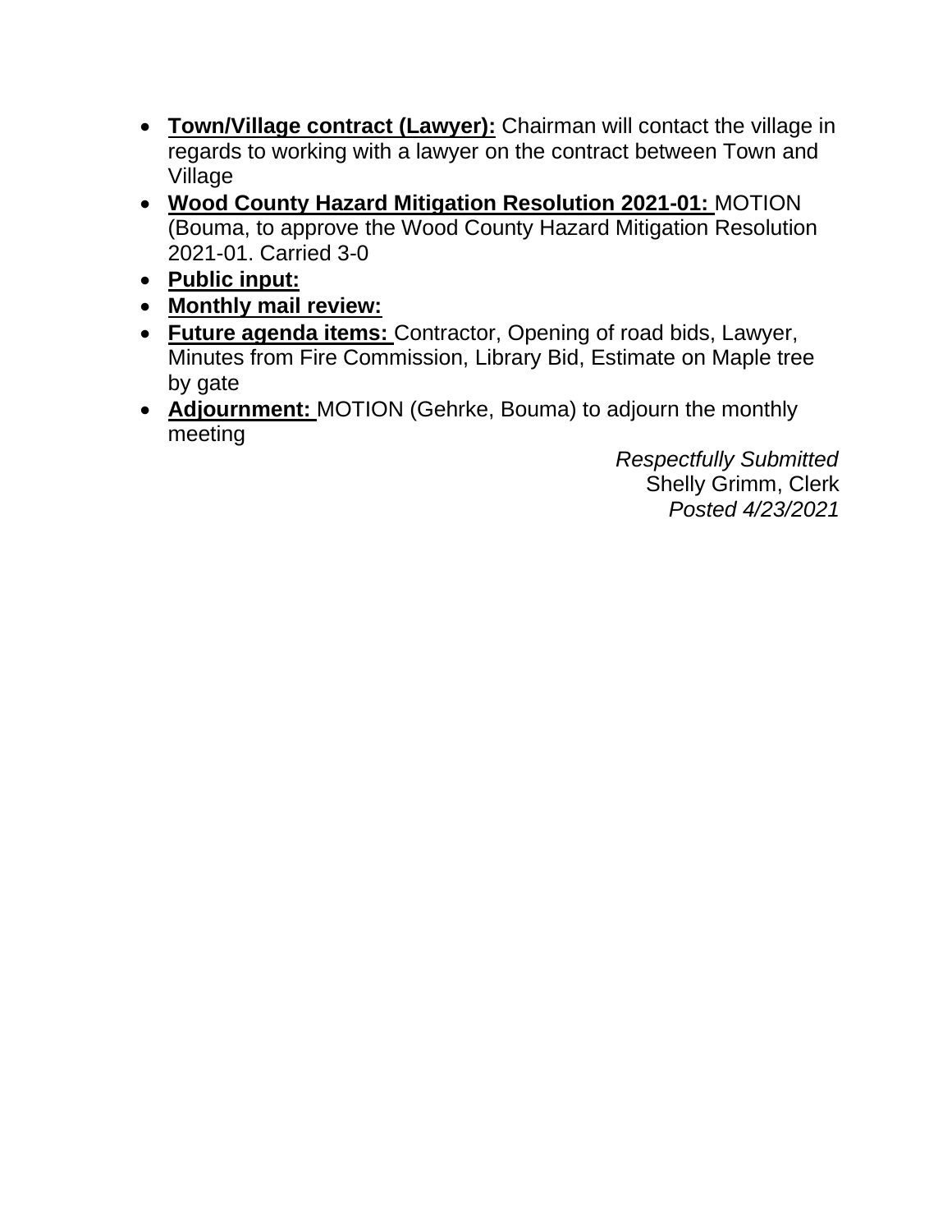- **Town/Village contract (Lawyer):** Chairman will contact the village in regards to working with a lawyer on the contract between Town and Village
- **Wood County Hazard Mitigation Resolution 2021-01:** MOTION (Bouma, to approve the Wood County Hazard Mitigation Resolution 2021-01. Carried 3-0
- **Public input:**
- **Monthly mail review:**
- **Future agenda items:** Contractor, Opening of road bids, Lawyer, Minutes from Fire Commission, Library Bid, Estimate on Maple tree by gate
- **Adjournment:** MOTION (Gehrke, Bouma) to adjourn the monthly meeting

*Respectfully Submitted*
Shelly Grimm, Clerk
*Posted 4/23/2021*